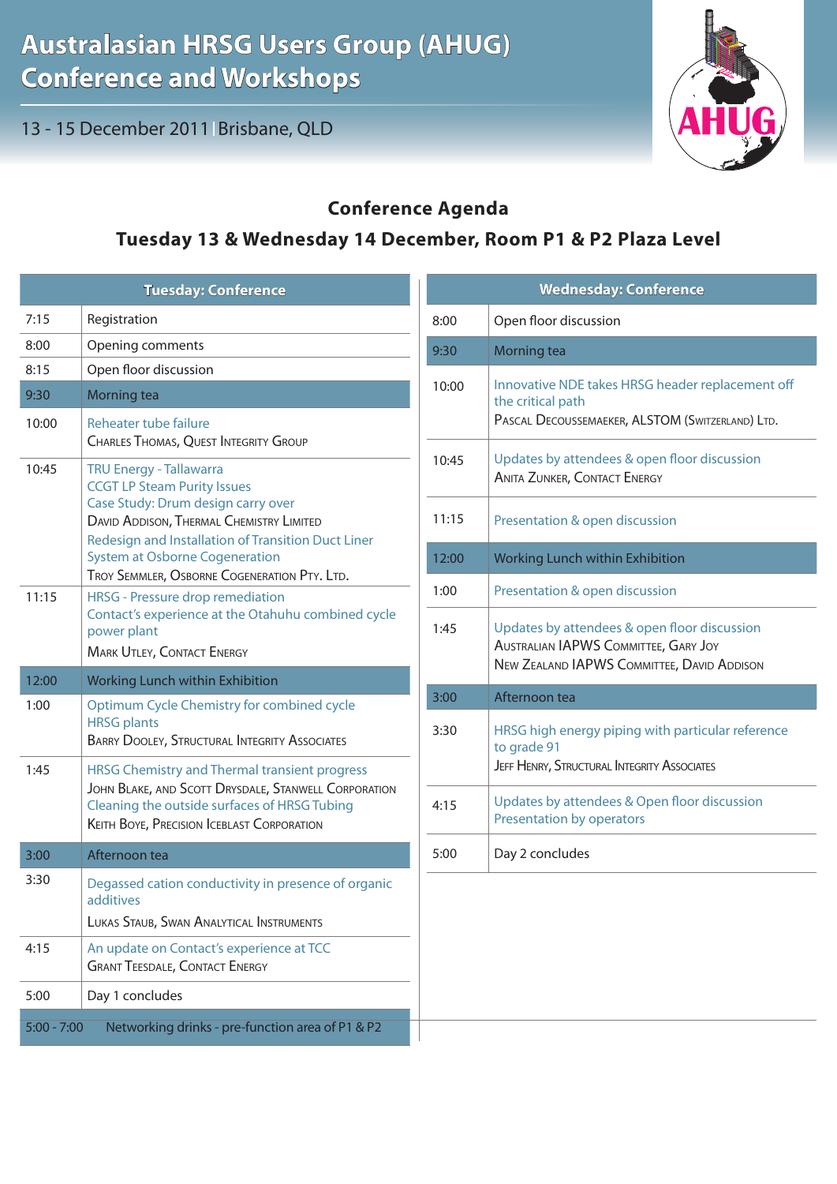# Australasian HRSG Users Group (AHUG) Conference and Workshops

13 - 15 December 2011 | Brisbane, QLD

## Conference Agenda

### Tuesday 13 & Wednesday 14 December, Room P1 & P2 Plaza Level

| Tuesday: Conference | |
|---|---|
| 7:15 | Registration |
| 8:00 | Opening comments |
| 8:15 | Open floor discussion |
| 9:30 | Morning tea |
| 10:00 | Reheater tube failure<br>Charles Thomas, Quest Integrity Group |
| 10:45 | TRU Energy - Tallawarra<br>CCGT LP Steam Purity Issues<br>Case Study: Drum design carry over<br>David Addison, Thermal Chemistry Limited<br>Redesign and Installation of Transition Duct Liner System at Osborne Cogeneration<br>Troy Semmler, Osborne Cogeneration Pty. Ltd. |
| 11:15 | HRSG - Pressure drop remediation<br>Contact's experience at the Otahuhu combined cycle power plant<br>Mark Utley, Contact Energy |
| 12:00 | Working Lunch within Exhibition |
| 1:00 | Optimum Cycle Chemistry for combined cycle HRSG plants<br>Barry Dooley, Structural Integrity Associates |
| 1:45 | HRSG Chemistry and Thermal transient progress<br>John Blake, and Scott Drysdale, Stanwell Corporation<br>Cleaning the outside surfaces of HRSG Tubing<br>Keith Boye, Precision Iceblast Corporation |
| 3:00 | Afternoon tea |
| 3:30 | Degassed cation conductivity in presence of organic additives<br>Lukas Staub, Swan Analytical Instruments |
| 4:15 | An update on Contact's experience at TCC<br>Grant Teesdale, Contact Energy |
| 5:00 | Day 1 concludes |
| 5:00 - 7:00 | Networking drinks - pre-function area of P1 & P2 |

| Wednesday: Conference | |
|---|---|
| 8:00 | Open floor discussion |
| 9:30 | Morning tea |
| 10:00 | Innovative NDE takes HRSG header replacement off the critical path<br>Pascal Decoussemaeker, ALSTOM (Switzerland) Ltd. |
| 10:45 | Updates by attendees & open floor discussion<br>Anita Zunker, Contact Energy |
| 11:15 | Presentation & open discussion |
| 12:00 | Working Lunch within Exhibition |
| 1:00 | Presentation & open discussion |
| 1:45 | Updates by attendees & open floor discussion<br>Australian IAPWS Committee, Gary Joy<br>New Zealand IAPWS Committee, David Addison |
| 3:00 | Afternoon tea |
| 3:30 | HRSG high energy piping with particular reference to grade 91<br>Jeff Henry, Structural Integrity Associates |
| 4:15 | Updates by attendees & Open floor discussion<br>Presentation by operators |
| 5:00 | Day 2 concludes |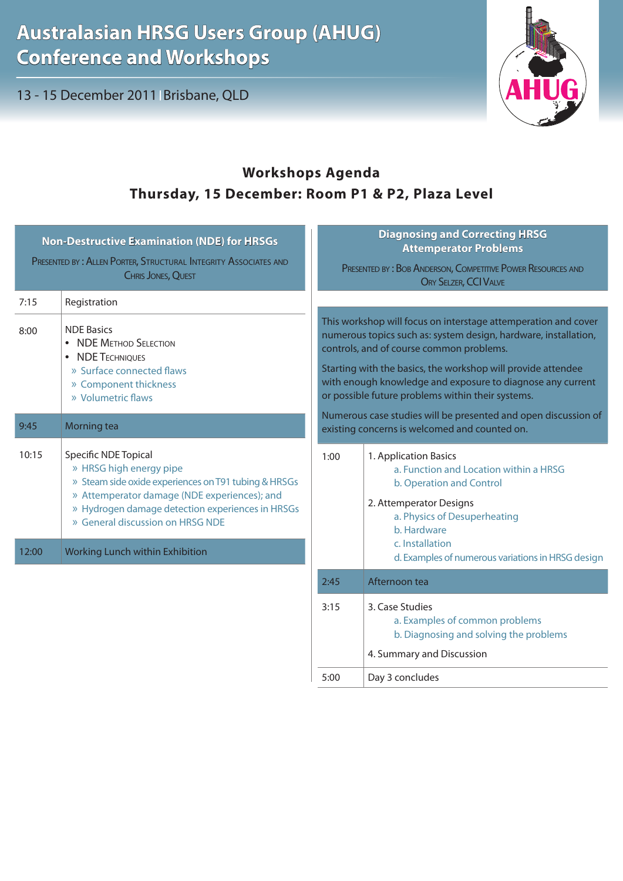# Australasian HRSG Users Group (AHUG) Conference and Workshops

13 - 15 December 2011 | Brisbane, QLD

## Workshops Agenda

## Thursday, 15 December: Room P1 & P2, Plaza Level

### Non-Destructive Examination (NDE) for HRSGs

PRESENTED BY : ALLEN PORTER, STRUCTURAL INTEGRITY ASSOCIATES AND CHRIS JONES, QUEST

| | |
|---|---|
| 7:15 | Registration |
| 8:00 | NDE Basics<br>• NDE METHOD SELECTION<br>• NDE TECHNIQUES<br>» Surface connected flaws<br>» Component thickness<br>» Volumetric flaws |
| 9:45 | Morning tea |
| 10:15 | Specific NDE Topical<br>» HRSG high energy pipe<br>» Steam side oxide experiences on T91 tubing & HRSGs<br>» Attemperator damage (NDE experiences); and<br>» Hydrogen damage detection experiences in HRSGs<br>» General discussion on HRSG NDE |
| 12:00 | Working Lunch within Exhibition |

### Diagnosing and Correcting HRSG Attemperator Problems

PRESENTED BY : BOB ANDERSON, COMPETITIVE POWER RESOURCES AND ORY SELZER, CCI VALVE

This workshop will focus on interstage attemperation and cover numerous topics such as: system design, hardware, installation, controls, and of course common problems.

Starting with the basics, the workshop will provide attendee with enough knowledge and exposure to diagnose any current or possible future problems within their systems.

Numerous case studies will be presented and open discussion of existing concerns is welcomed and counted on.

| | |
|---|---|
| 1:00 | 1. Application Basics<br>a. Function and Location within a HRSG<br>b. Operation and Control<br>2. Attemperator Designs<br>a. Physics of Desuperheating<br>b. Hardware<br>c. Installation<br>d. Examples of numerous variations in HRSG design |
| 2:45 | Afternoon tea |
| 3:15 | 3. Case Studies<br>a. Examples of common problems<br>b. Diagnosing and solving the problems<br>4. Summary and Discussion |
| 5:00 | Day 3 concludes |